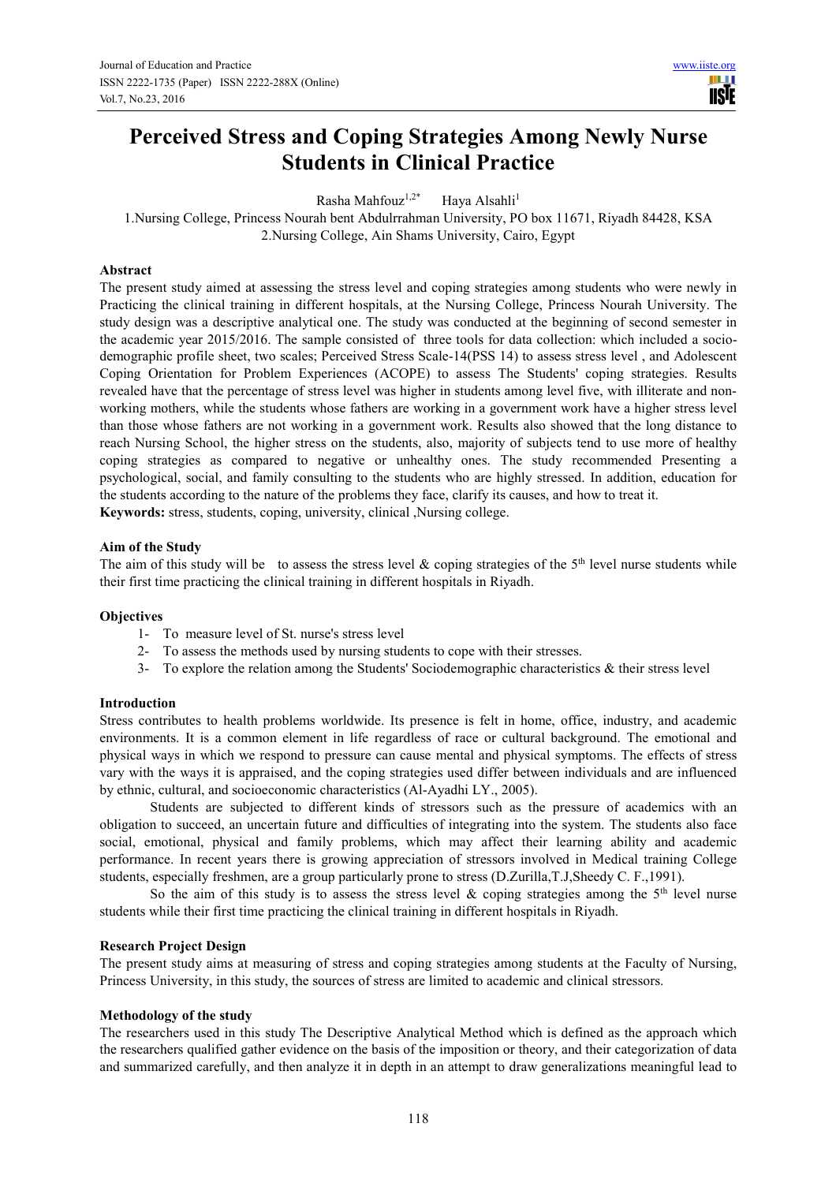# Perceived Stress and Coping Strategies Among Newly Nurse Students in Clinical Practice

Rasha Mahfouz[1,2*] Haya Alsahli[1]

1.Nursing College, Princess Nourah bent Abdulrrahman University, PO box 11671, Riyadh 84428, KSA
2.Nursing College, Ain Shams University, Cairo, Egypt

## Abstract

The present study aimed at assessing the stress level and coping strategies among students who were newly in Practicing the clinical training in different hospitals, at the Nursing College, Princess Nourah University. The study design was a descriptive analytical one. The study was conducted at the beginning of second semester in the academic year 2015/2016. The sample consisted of three tools for data collection: which included a socio-demographic profile sheet, two scales; Perceived Stress Scale-14(PSS 14) to assess stress level , and Adolescent Coping Orientation for Problem Experiences (ACOPE) to assess The Students' coping strategies. Results revealed have that the percentage of stress level was higher in students among level five, with illiterate and non-working mothers, while the students whose fathers are working in a government work have a higher stress level than those whose fathers are not working in a government work. Results also showed that the long distance to reach Nursing School, the higher stress on the students, also, majority of subjects tend to use more of healthy coping strategies as compared to negative or unhealthy ones. The study recommended Presenting a psychological, social, and family consulting to the students who are highly stressed. In addition, education for the students according to the nature of the problems they face, clarify its causes, and how to treat it.

**Keywords:** stress, students, coping, university, clinical ,Nursing college.

## Aim of the Study

The aim of this study will be to assess the stress level & coping strategies of the 5th level nurse students while their first time practicing the clinical training in different hospitals in Riyadh.

## Objectives

1- To measure level of St. nurse's stress level
2- To assess the methods used by nursing students to cope with their stresses.
3- To explore the relation among the Students' Sociodemographic characteristics & their stress level

## Introduction

Stress contributes to health problems worldwide. Its presence is felt in home, office, industry, and academic environments. It is a common element in life regardless of race or cultural background. The emotional and physical ways in which we respond to pressure can cause mental and physical symptoms. The effects of stress vary with the ways it is appraised, and the coping strategies used differ between individuals and are influenced by ethnic, cultural, and socioeconomic characteristics (Al-Ayadhi LY., 2005).

Students are subjected to different kinds of stressors such as the pressure of academics with an obligation to succeed, an uncertain future and difficulties of integrating into the system. The students also face social, emotional, physical and family problems, which may affect their learning ability and academic performance. In recent years there is growing appreciation of stressors involved in Medical training College students, especially freshmen, are a group particularly prone to stress (D.Zurilla,T.J,Sheedy C. F.,1991).

So the aim of this study is to assess the stress level & coping strategies among the 5th level nurse students while their first time practicing the clinical training in different hospitals in Riyadh.

## Research Project Design

The present study aims at measuring of stress and coping strategies among students at the Faculty of Nursing, Princess University, in this study, the sources of stress are limited to academic and clinical stressors.

## Methodology of the study

The researchers used in this study The Descriptive Analytical Method which is defined as the approach which the researchers qualified gather evidence on the basis of the imposition or theory, and their categorization of data and summarized carefully, and then analyze it in depth in an attempt to draw generalizations meaningful lead to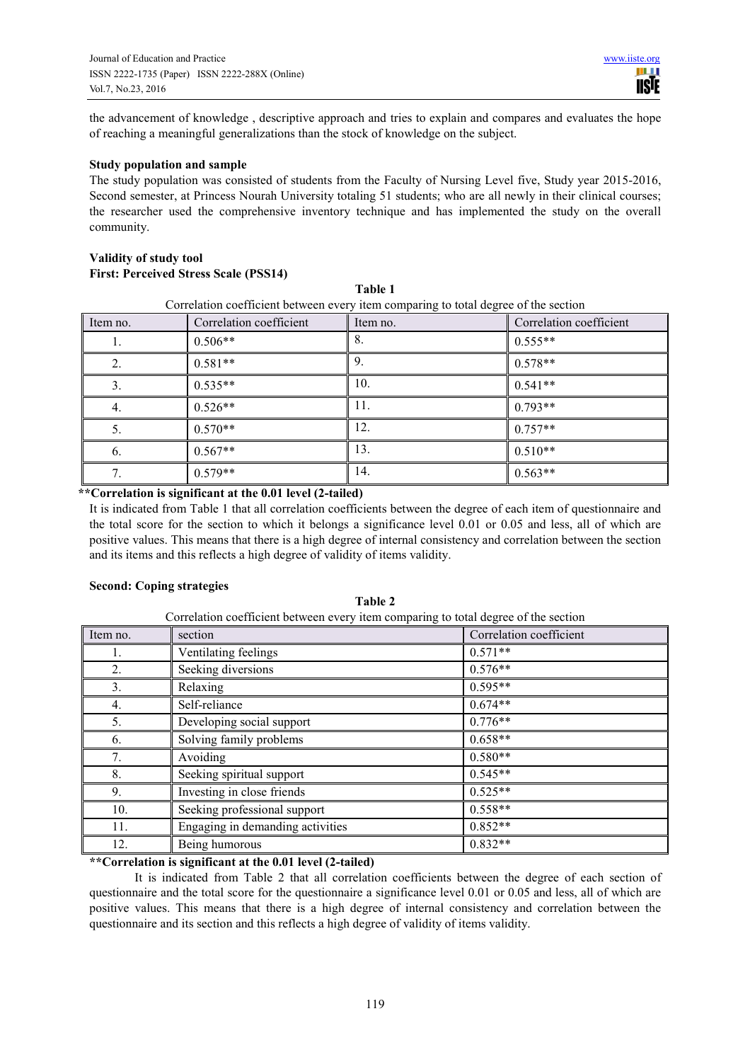the advancement of knowledge , descriptive approach and tries to explain and compares and evaluates the hope of reaching a meaningful generalizations than the stock of knowledge on the subject.

**Study population and sample**

The study population was consisted of students from the Faculty of Nursing Level five, Study year 2015-2016, Second semester, at Princess Nourah University totaling 51 students; who are all newly in their clinical courses; the researcher used the comprehensive inventory technique and has implemented the study on the overall community.

**Validity of study tool**

**First: Perceived Stress Scale (PSS14)**

**Table 1**

Correlation coefficient between every item comparing to total degree of the section

| Item no. | Correlation coefficient | Item no. | Correlation coefficient |
|---|---|---|---|
| 1. | 0.506** | 8. | 0.555** |
| 2. | 0.581** | 9. | 0.578** |
| 3. | 0.535** | 10. | 0.541** |
| 4. | 0.526** | 11. | 0.793** |
| 5. | 0.570** | 12. | 0.757** |
| 6. | 0.567** | 13. | 0.510** |
| 7. | 0.579** | 14. | 0.563** |

****Correlation is significant at the 0.01 level (2-tailed)**

It is indicated from Table 1 that all correlation coefficients between the degree of each item of questionnaire and the total score for the section to which it belongs a significance level 0.01 or 0.05 and less, all of which are positive values. This means that there is a high degree of internal consistency and correlation between the section and its items and this reflects a high degree of validity of items validity.

**Second: Coping strategies**

**Table 2**

Correlation coefficient between every item comparing to total degree of the section

| Item no. | section | Correlation coefficient |
|---|---|---|
| 1. | Ventilating feelings | 0.571** |
| 2. | Seeking diversions | 0.576** |
| 3. | Relaxing | 0.595** |
| 4. | Self-reliance | 0.674** |
| 5. | Developing social support | 0.776** |
| 6. | Solving family problems | 0.658** |
| 7. | Avoiding | 0.580** |
| 8. | Seeking spiritual support | 0.545** |
| 9. | Investing in close friends | 0.525** |
| 10. | Seeking professional support | 0.558** |
| 11. | Engaging in demanding activities | 0.852** |
| 12. | Being humorous | 0.832** |

****Correlation is significant at the 0.01 level (2-tailed)**

It is indicated from Table 2 that all correlation coefficients between the degree of each section of questionnaire and the total score for the questionnaire a significance level 0.01 or 0.05 and less, all of which are positive values. This means that there is a high degree of internal consistency and correlation between the questionnaire and its section and this reflects a high degree of validity of items validity.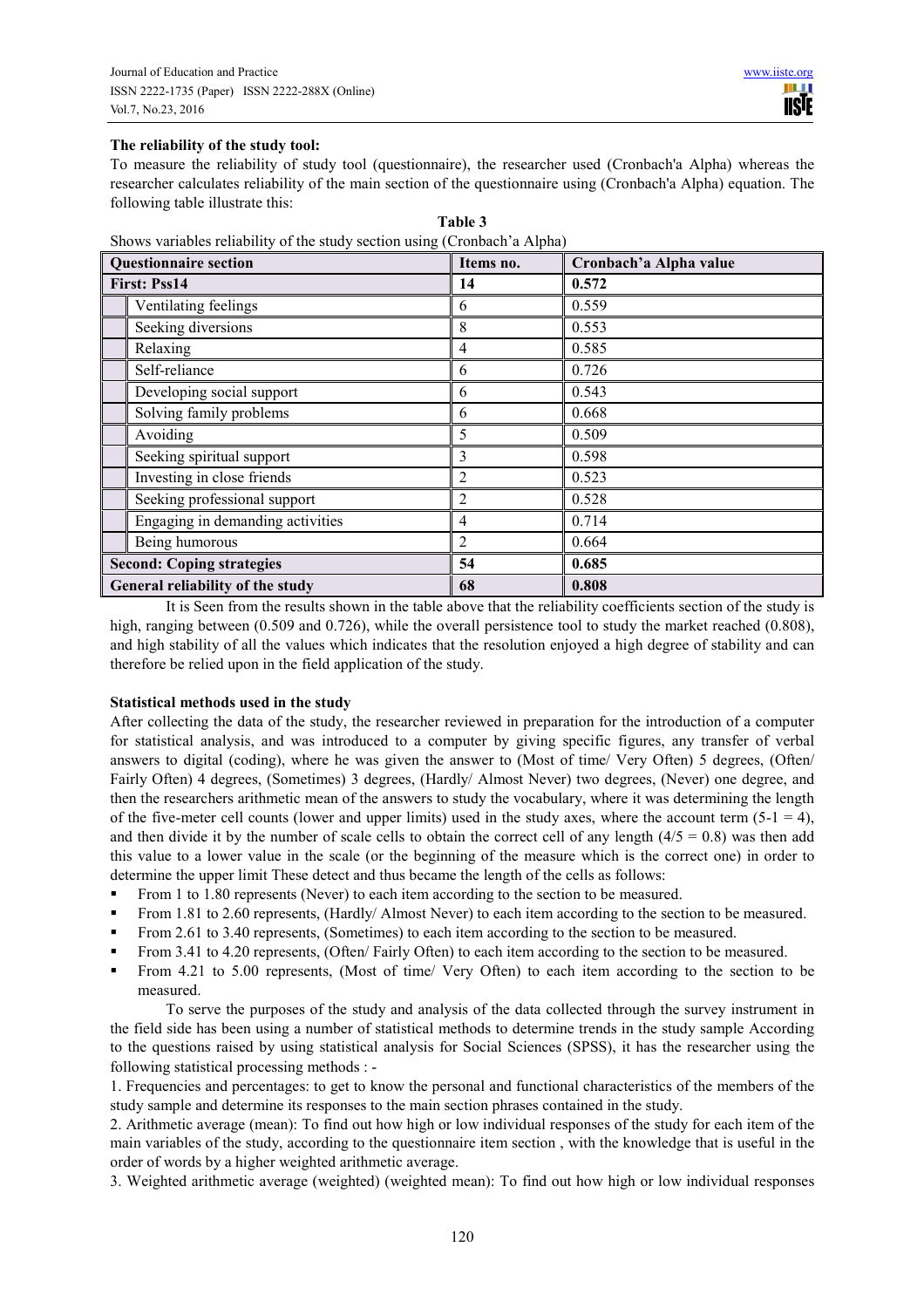**The reliability of the study tool:**

To measure the reliability of study tool (questionnaire), the researcher used (Cronbach'a Alpha) whereas the researcher calculates reliability of the main section of the questionnaire using (Cronbach'a Alpha) equation. The following table illustrate this:

**Table 3**

Shows variables reliability of the study section using (Cronbach'a Alpha)

| Questionnaire section | | Items no. | Cronbach'a Alpha value |
|---|---|---|---|
| **First: Pss14** | | **14** | **0.572** |
| | Ventilating feelings | 6 | 0.559 |
| | Seeking diversions | 8 | 0.553 |
| | Relaxing | 4 | 0.585 |
| | Self-reliance | 6 | 0.726 |
| | Developing social support | 6 | 0.543 |
| | Solving family problems | 6 | 0.668 |
| | Avoiding | 5 | 0.509 |
| | Seeking spiritual support | 3 | 0.598 |
| | Investing in close friends | 2 | 0.523 |
| | Seeking professional support | 2 | 0.528 |
| | Engaging in demanding activities | 4 | 0.714 |
| | Being humorous | 2 | 0.664 |
| **Second: Coping strategies** | | **54** | **0.685** |
| **General reliability of the study** | | **68** | **0.808** |

It is Seen from the results shown in the table above that the reliability coefficients section of the study is high, ranging between (0.509 and 0.726), while the overall persistence tool to study the market reached (0.808), and high stability of all the values which indicates that the resolution enjoyed a high degree of stability and can therefore be relied upon in the field application of the study.

**Statistical methods used in the study**

After collecting the data of the study, the researcher reviewed in preparation for the introduction of a computer for statistical analysis, and was introduced to a computer by giving specific figures, any transfer of verbal answers to digital (coding), where he was given the answer to (Most of time/ Very Often) 5 degrees, (Often/ Fairly Often) 4 degrees, (Sometimes) 3 degrees, (Hardly/ Almost Never) two degrees, (Never) one degree, and then the researchers arithmetic mean of the answers to study the vocabulary, where it was determining the length of the five-meter cell counts (lower and upper limits) used in the study axes, where the account term $(5-1 = 4)$, and then divide it by the number of scale cells to obtain the correct cell of any length $(4/5 = 0.8)$ was then add this value to a lower value in the scale (or the beginning of the measure which is the correct one) in order to determine the upper limit These detect and thus became the length of the cells as follows:

- From 1 to 1.80 represents (Never) to each item according to the section to be measured.
- From 1.81 to 2.60 represents, (Hardly/ Almost Never) to each item according to the section to be measured.
- From 2.61 to 3.40 represents, (Sometimes) to each item according to the section to be measured.
- From 3.41 to 4.20 represents, (Often/ Fairly Often) to each item according to the section to be measured.
- From 4.21 to 5.00 represents, (Most of time/ Very Often) to each item according to the section to be measured.

To serve the purposes of the study and analysis of the data collected through the survey instrument in the field side has been using a number of statistical methods to determine trends in the study sample According to the questions raised by using statistical analysis for Social Sciences (SPSS), it has the researcher using the following statistical processing methods : -

1. Frequencies and percentages: to get to know the personal and functional characteristics of the members of the study sample and determine its responses to the main section phrases contained in the study.
2. Arithmetic average (mean): To find out how high or low individual responses of the study for each item of the main variables of the study, according to the questionnaire item section , with the knowledge that is useful in the order of words by a higher weighted arithmetic average.
3. Weighted arithmetic average (weighted) (weighted mean): To find out how high or low individual responses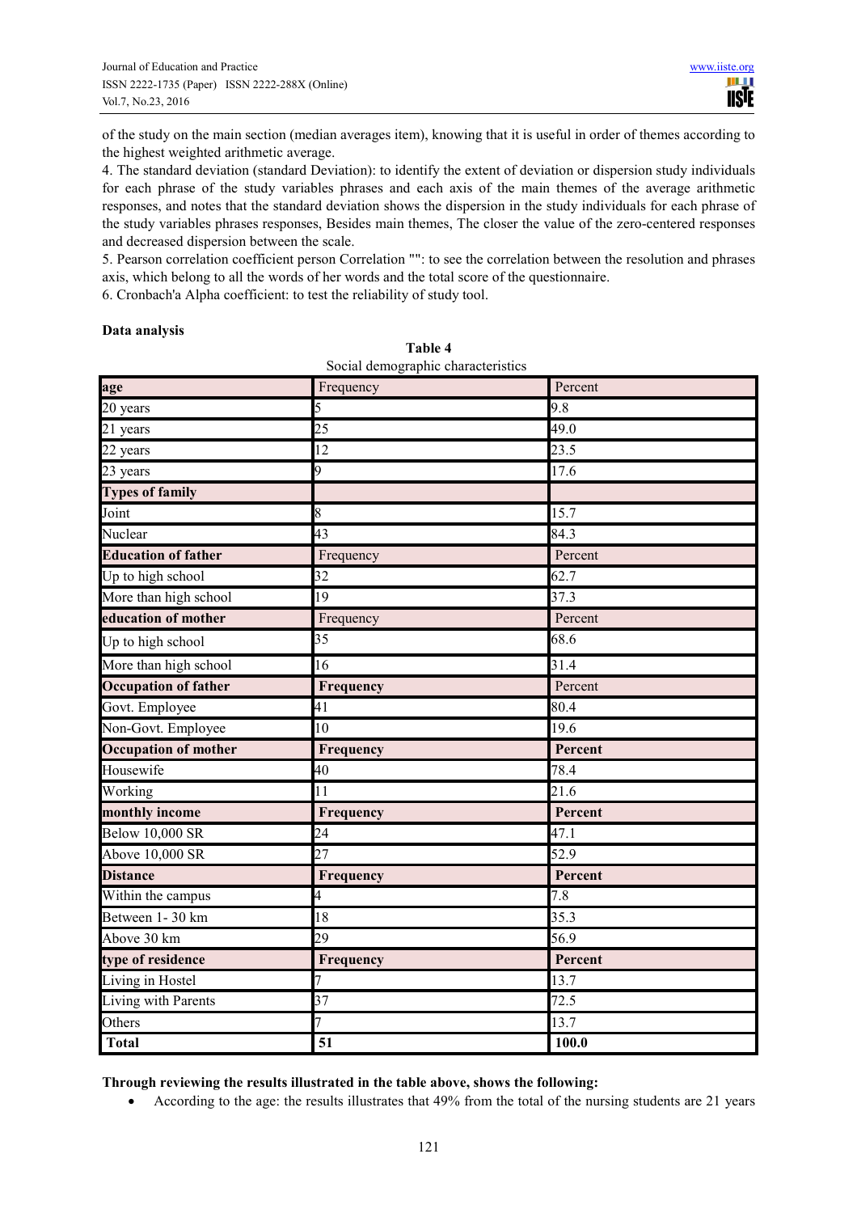of the study on the main section (median averages item), knowing that it is useful in order of themes according to the highest weighted arithmetic average.

4. The standard deviation (standard Deviation): to identify the extent of deviation or dispersion study individuals for each phrase of the study variables phrases and each axis of the main themes of the average arithmetic responses, and notes that the standard deviation shows the dispersion in the study individuals for each phrase of the study variables phrases responses, Besides main themes, The closer the value of the zero-centered responses and decreased dispersion between the scale.

5. Pearson correlation coefficient person Correlation "": to see the correlation between the resolution and phrases axis, which belong to all the words of her words and the total score of the questionnaire.

6. Cronbach'a Alpha coefficient: to test the reliability of study tool.

**Data analysis**

**Table 4**

Social demographic characteristics

| **age** | Frequency | Percent |
|---|---|---|
| 20 years | 5 | 9.8 |
| 21 years | 25 | 49.0 |
| 22 years | 12 | 23.5 |
| 23 years | 9 | 17.6 |
| **Types of family** | | |
| Joint | 8 | 15.7 |
| Nuclear | 43 | 84.3 |
| **Education of father** | Frequency | Percent |
| Up to high school | 32 | 62.7 |
| More than high school | 19 | 37.3 |
| **education of mother** | Frequency | Percent |
| Up to high school | 35 | 68.6 |
| More than high school | 16 | 31.4 |
| **Occupation of father** | **Frequency** | Percent |
| Govt. Employee | 41 | 80.4 |
| Non-Govt. Employee | 10 | 19.6 |
| **Occupation of mother** | **Frequency** | **Percent** |
| Housewife | 40 | 78.4 |
| Working | 11 | 21.6 |
| **monthly income** | **Frequency** | **Percent** |
| Below 10,000 SR | 24 | 47.1 |
| Above 10,000 SR | 27 | 52.9 |
| **Distance** | **Frequency** | **Percent** |
| Within the campus | 4 | 7.8 |
| Between 1- 30 km | 18 | 35.3 |
| Above 30 km | 29 | 56.9 |
| **type of residence** | **Frequency** | **Percent** |
| Living in Hostel | 7 | 13.7 |
| Living with Parents | 37 | 72.5 |
| Others | 7 | 13.7 |
| **Total** | **51** | **100.0** |

**Through reviewing the results illustrated in the table above, shows the following:**

- According to the age: the results illustrates that 49% from the total of the nursing students are 21 years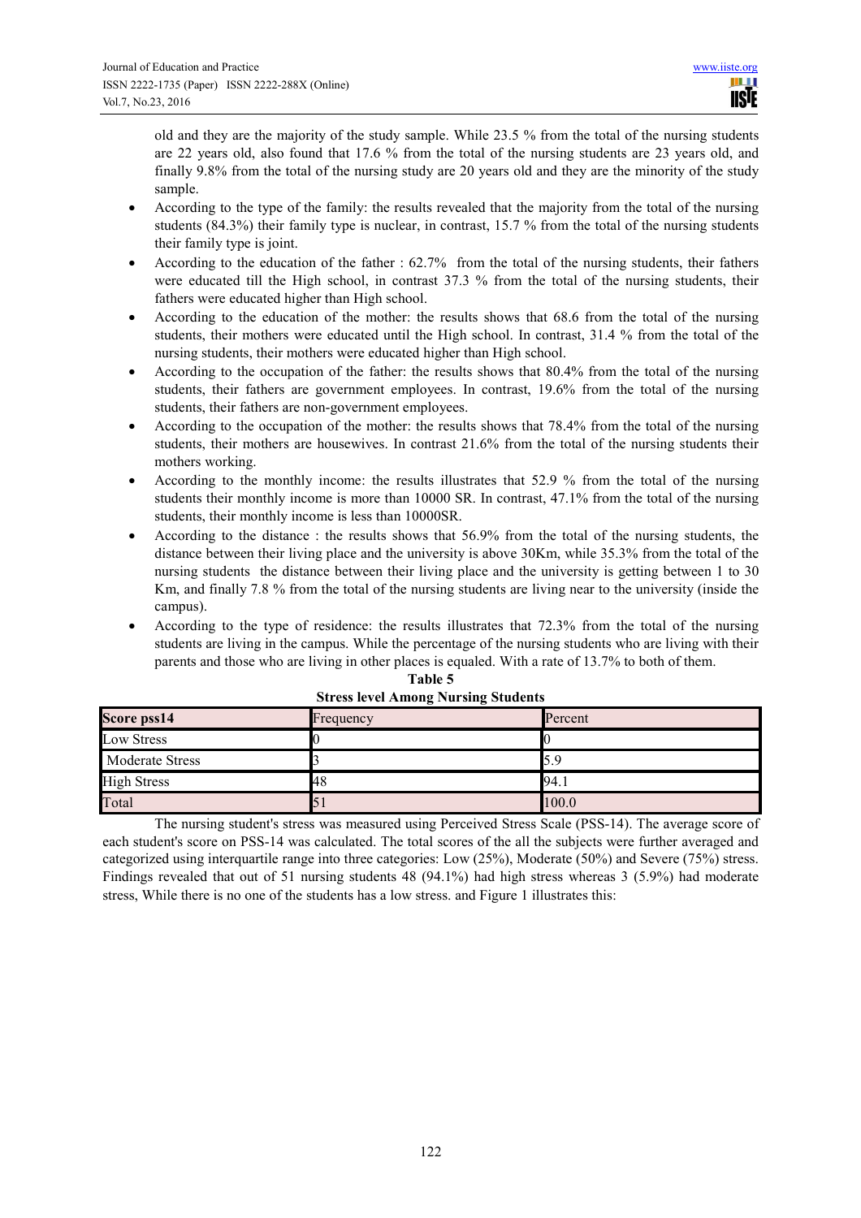old and they are the majority of the study sample. While 23.5 % from the total of the nursing students are 22 years old, also found that 17.6 % from the total of the nursing students are 23 years old, and finally 9.8% from the total of the nursing study are 20 years old and they are the minority of the study sample.

- According to the type of the family: the results revealed that the majority from the total of the nursing students (84.3%) their family type is nuclear, in contrast, 15.7 % from the total of the nursing students their family type is joint.
- According to the education of the father : 62.7% from the total of the nursing students, their fathers were educated till the High school, in contrast 37.3 % from the total of the nursing students, their fathers were educated higher than High school.
- According to the education of the mother: the results shows that 68.6 from the total of the nursing students, their mothers were educated until the High school. In contrast, 31.4 % from the total of the nursing students, their mothers were educated higher than High school.
- According to the occupation of the father: the results shows that 80.4% from the total of the nursing students, their fathers are government employees. In contrast, 19.6% from the total of the nursing students, their fathers are non-government employees.
- According to the occupation of the mother: the results shows that 78.4% from the total of the nursing students, their mothers are housewives. In contrast 21.6% from the total of the nursing students their mothers working.
- According to the monthly income: the results illustrates that 52.9 % from the total of the nursing students their monthly income is more than 10000 SR. In contrast, 47.1% from the total of the nursing students, their monthly income is less than 10000SR.
- According to the distance : the results shows that 56.9% from the total of the nursing students, the distance between their living place and the university is above 30Km, while 35.3% from the total of the nursing students the distance between their living place and the university is getting between 1 to 30 Km, and finally 7.8 % from the total of the nursing students are living near to the university (inside the campus).
- According to the type of residence: the results illustrates that 72.3% from the total of the nursing students are living in the campus. While the percentage of the nursing students who are living with their parents and those who are living in other places is equaled. With a rate of 13.7% to both of them.

**Table 5**
**Stress level Among Nursing Students**

| Score pss14 | Frequency | Percent |
|---|---|---|
| Low Stress | 0 | 0 |
| Moderate Stress | 3 | 5.9 |
| High Stress | 48 | 94.1 |
| Total | 51 | 100.0 |

The nursing student's stress was measured using Perceived Stress Scale (PSS-14). The average score of each student's score on PSS-14 was calculated. The total scores of the all the subjects were further averaged and categorized using interquartile range into three categories: Low (25%), Moderate (50%) and Severe (75%) stress. Findings revealed that out of 51 nursing students 48 (94.1%) had high stress whereas 3 (5.9%) had moderate stress, While there is no one of the students has a low stress. and Figure 1 illustrates this: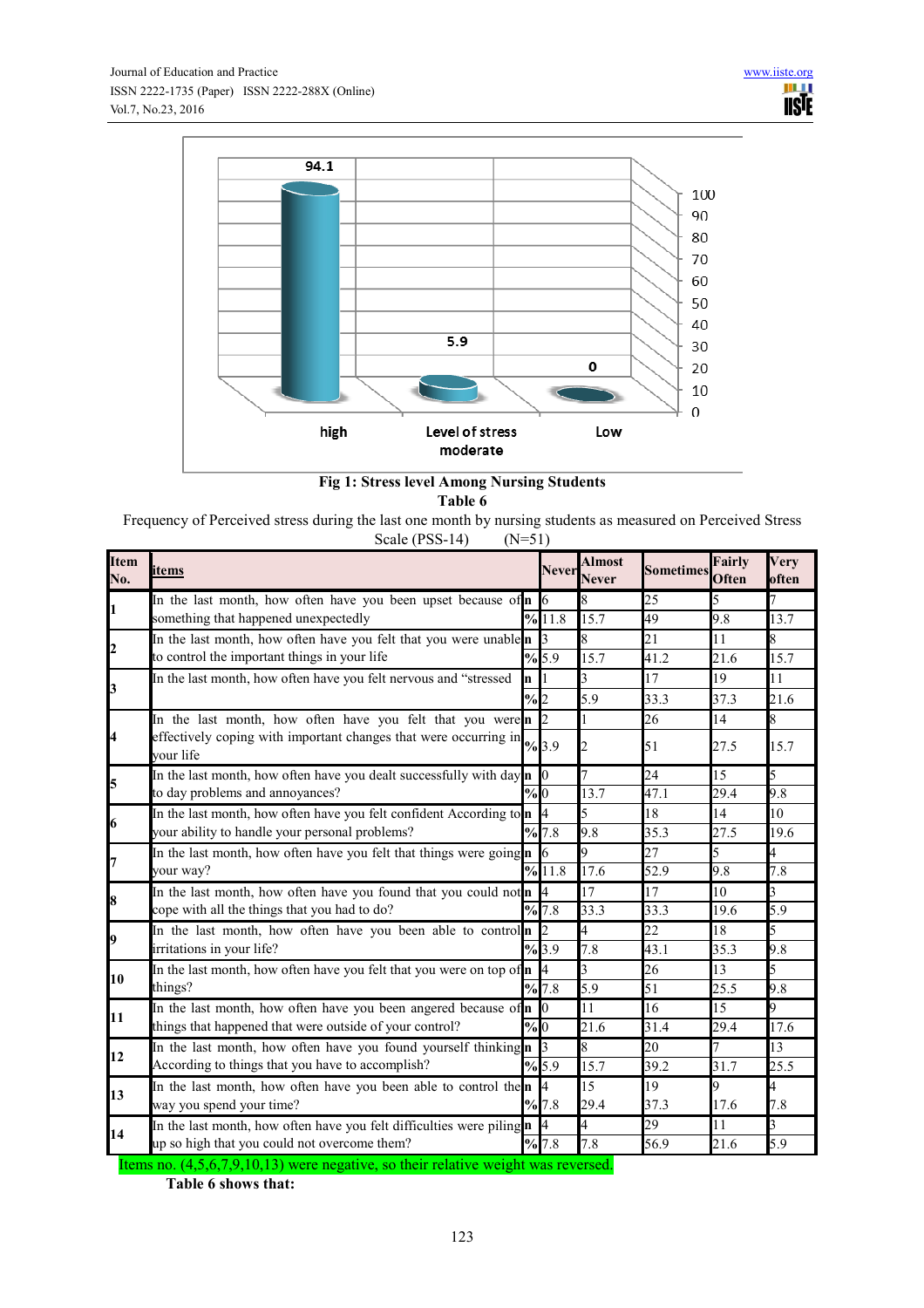Fig 1: Stress level Among Nursing Students

**Table 6**

Frequency of Perceived stress during the last one month by nursing students as measured on Perceived Stress Scale (PSS-14) (N=51)

| Item No. | items | | Never | Almost Never | Sometimes | Fairly Often | Very often |
|---|---|---|---|---|---|---|---|
| 1 | In the last month, how often have you been upset because of something that happened unexpectedly | n | 6 | 8 | 25 | 5 | 7 |
| | | % | 11.8 | 15.7 | 49 | 9.8 | 13.7 |
| 2 | In the last month, how often have you felt that you were unable to control the important things in your life | n | 3 | 8 | 21 | 11 | 8 |
| | | % | 5.9 | 15.7 | 41.2 | 21.6 | 15.7 |
| 3 | In the last month, how often have you felt nervous and "stressed | n | 1 | 3 | 17 | 19 | 11 |
| | | % | 2 | 5.9 | 33.3 | 37.3 | 21.6 |
| 4 | In the last month, how often have you felt that you were effectively coping with important changes that were occurring in your life | n | 2 | 1 | 26 | 14 | 8 |
| | | % | 3.9 | 2 | 51 | 27.5 | 15.7 |
| 5 | In the last month, how often have you dealt successfully with day to day problems and annoyances? | n | 0 | 7 | 24 | 15 | 5 |
| | | % | 0 | 13.7 | 47.1 | 29.4 | 9.8 |
| 6 | In the last month, how often have you felt confident According to your ability to handle your personal problems? | n | 4 | 5 | 18 | 14 | 10 |
| | | % | 7.8 | 9.8 | 35.3 | 27.5 | 19.6 |
| 7 | In the last month, how often have you felt that things were going your way? | n | 6 | 9 | 27 | 5 | 4 |
| | | % | 11.8 | 17.6 | 52.9 | 9.8 | 7.8 |
| 8 | In the last month, how often have you found that you could not cope with all the things that you had to do? | n | 4 | 17 | 17 | 10 | 3 |
| | | % | 7.8 | 33.3 | 33.3 | 19.6 | 5.9 |
| 9 | In the last month, how often have you been able to control irritations in your life? | n | 2 | 4 | 22 | 18 | 5 |
| | | % | 3.9 | 7.8 | 43.1 | 35.3 | 9.8 |
| 10 | In the last month, how often have you felt that you were on top of things? | n | 4 | 3 | 26 | 13 | 5 |
| | | % | 7.8 | 5.9 | 51 | 25.5 | 9.8 |
| 11 | In the last month, how often have you been angered because of things that happened that were outside of your control? | n | 0 | 11 | 16 | 15 | 9 |
| | | % | 0 | 21.6 | 31.4 | 29.4 | 17.6 |
| 12 | In the last month, how often have you found yourself thinking According to things that you have to accomplish? | n | 3 | 8 | 20 | 7 | 13 |
| | | % | 5.9 | 15.7 | 39.2 | 31.7 | 25.5 |
| 13 | In the last month, how often have you been able to control the way you spend your time? | n | 4 | 15 | 19 | 9 | 4 |
| | | % | 7.8 | 29.4 | 37.3 | 17.6 | 7.8 |
| 14 | In the last month, how often have you felt difficulties were piling up so high that you could not overcome them? | n | 4 | 4 | 29 | 11 | 3 |
| | | % | 7.8 | 7.8 | 56.9 | 21.6 | 5.9 |

Items no. (4,5,6,7,9,10,13) were negative, so their relative weight was reversed.

**Table 6 shows that:**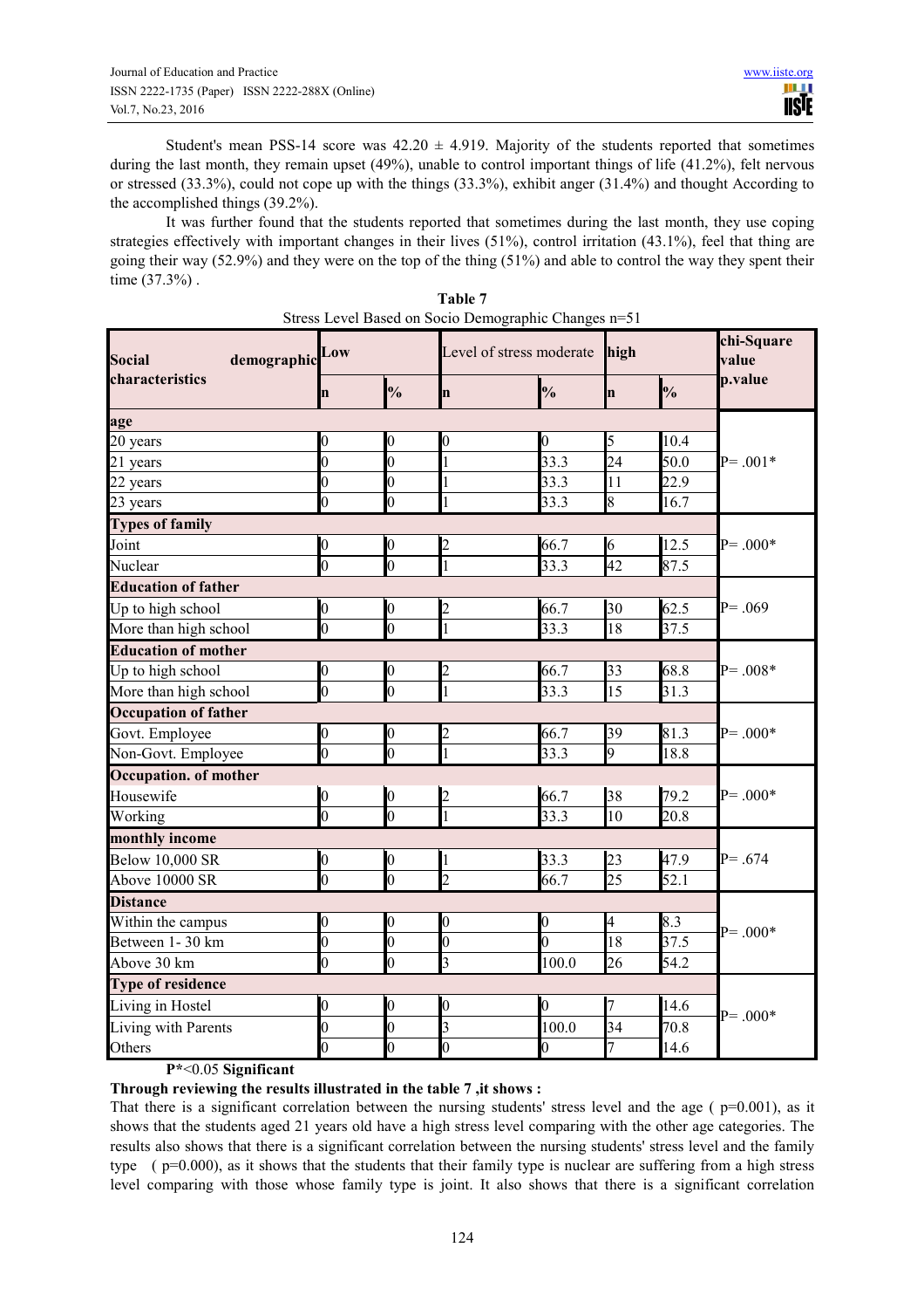Student's mean PSS-14 score was 42.20 ± 4.919. Majority of the students reported that sometimes during the last month, they remain upset (49%), unable to control important things of life (41.2%), felt nervous or stressed (33.3%), could not cope up with the things (33.3%), exhibit anger (31.4%) and thought According to the accomplished things (39.2%).

It was further found that the students reported that sometimes during the last month, they use coping strategies effectively with important changes in their lives (51%), control irritation (43.1%), feel that thing are going their way (52.9%) and they were on the top of the thing (51%) and able to control the way they spent their time (37.3%) .

**Table 7**

Stress Level Based on Socio Demographic Changes n=51

| Social demographic characteristics | Low | | Level of stress moderate | | high | | chi-Square value p.value |
|---|---|---|---|---|---|---|---|
| | n | % | n | % | n | % | |
| **age** | | | | | | | |
| 20 years | 0 | 0 | 0 | 0 | 5 | 10.4 | P= .001* |
| 21 years | 0 | 0 | 1 | 33.3 | 24 | 50.0 | |
| 22 years | 0 | 0 | 1 | 33.3 | 11 | 22.9 | |
| 23 years | 0 | 0 | 1 | 33.3 | 8 | 16.7 | |
| **Types of family** | | | | | | | |
| Joint | 0 | 0 | 2 | 66.7 | 6 | 12.5 | P= .000* |
| Nuclear | 0 | 0 | 1 | 33.3 | 42 | 87.5 | |
| **Education of father** | | | | | | | |
| Up to high school | 0 | 0 | 2 | 66.7 | 30 | 62.5 | P= .069 |
| More than high school | 0 | 0 | 1 | 33.3 | 18 | 37.5 | |
| **Education of mother** | | | | | | | |
| Up to high school | 0 | 0 | 2 | 66.7 | 33 | 68.8 | P= .008* |
| More than high school | 0 | 0 | 1 | 33.3 | 15 | 31.3 | |
| **Occupation of father** | | | | | | | |
| Govt. Employee | 0 | 0 | 2 | 66.7 | 39 | 81.3 | P= .000* |
| Non-Govt. Employee | 0 | 0 | 1 | 33.3 | 9 | 18.8 | |
| **Occupation. of mother** | | | | | | | |
| Housewife | 0 | 0 | 2 | 66.7 | 38 | 79.2 | P= .000* |
| Working | 0 | 0 | 1 | 33.3 | 10 | 20.8 | |
| **monthly income** | | | | | | | |
| Below 10,000 SR | 0 | 0 | 1 | 33.3 | 23 | 47.9 | P= .674 |
| Above 10000 SR | 0 | 0 | 2 | 66.7 | 25 | 52.1 | |
| **Distance** | | | | | | | |
| Within the campus | 0 | 0 | 0 | 0 | 4 | 8.3 | P= .000* |
| Between 1- 30 km | 0 | 0 | 0 | 0 | 18 | 37.5 | |
| Above 30 km | 0 | 0 | 3 | 100.0 | 26 | 54.2 | |
| **Type of residence** | | | | | | | |
| Living in Hostel | 0 | 0 | 0 | 0 | 7 | 14.6 | P= .000* |
| Living with Parents | 0 | 0 | 3 | 100.0 | 34 | 70.8 | |
| Others | 0 | 0 | 0 | 0 | 7 | 14.6 | |

**P***<0.05 **Significant**

**Through reviewing the results illustrated in the table 7 ,it shows :**

That there is a significant correlation between the nursing students' stress level and the age ( p=0.001), as it shows that the students aged 21 years old have a high stress level comparing with the other age categories. The results also shows that there is a significant correlation between the nursing students' stress level and the family type ( p=0.000), as it shows that the students that their family type is nuclear are suffering from a high stress level comparing with those whose family type is joint. It also shows that there is a significant correlation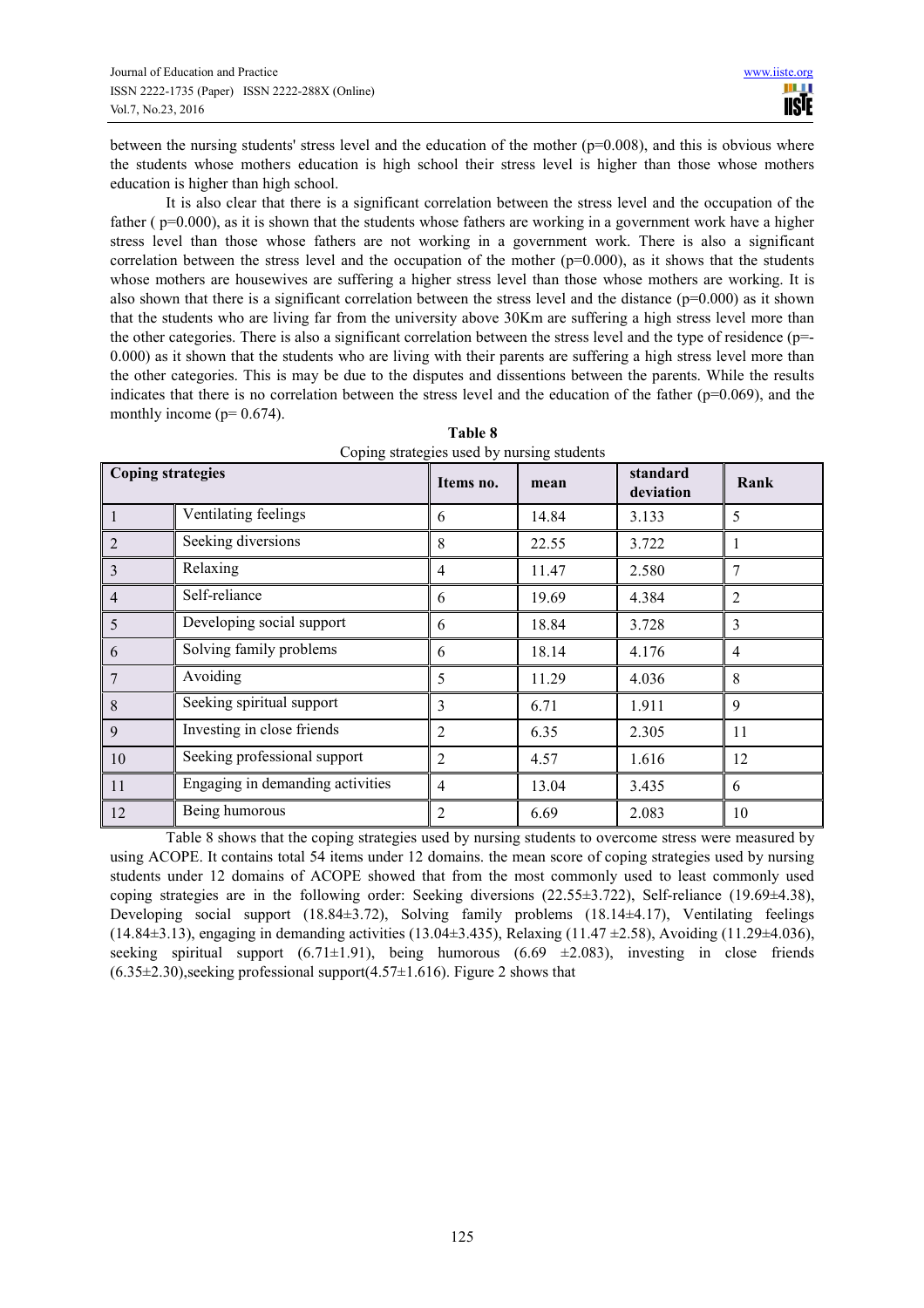between the nursing students' stress level and the education of the mother (p=0.008), and this is obvious where the students whose mothers education is high school their stress level is higher than those whose mothers education is higher than high school.

It is also clear that there is a significant correlation between the stress level and the occupation of the father ( p=0.000), as it is shown that the students whose fathers are working in a government work have a higher stress level than those whose fathers are not working in a government work. There is also a significant correlation between the stress level and the occupation of the mother (p=0.000), as it shows that the students whose mothers are housewives are suffering a higher stress level than those whose mothers are working. It is also shown that there is a significant correlation between the stress level and the distance (p=0.000) as it shown that the students who are living far from the university above 30Km are suffering a high stress level more than the other categories. There is also a significant correlation between the stress level and the type of residence (p=-0.000) as it shown that the students who are living with their parents are suffering a high stress level more than the other categories. This is may be due to the disputes and dissentions between the parents. While the results indicates that there is no correlation between the stress level and the education of the father (p=0.069), and the monthly income (p= 0.674).

**Table 8**
Coping strategies used by nursing students

| Coping strategies | | Items no. | mean | standard deviation | Rank |
|---|---|---|---|---|---|
| 1 | Ventilating feelings | 6 | 14.84 | 3.133 | 5 |
| 2 | Seeking diversions | 8 | 22.55 | 3.722 | 1 |
| 3 | Relaxing | 4 | 11.47 | 2.580 | 7 |
| 4 | Self-reliance | 6 | 19.69 | 4.384 | 2 |
| 5 | Developing social support | 6 | 18.84 | 3.728 | 3 |
| 6 | Solving family problems | 6 | 18.14 | 4.176 | 4 |
| 7 | Avoiding | 5 | 11.29 | 4.036 | 8 |
| 8 | Seeking spiritual support | 3 | 6.71 | 1.911 | 9 |
| 9 | Investing in close friends | 2 | 6.35 | 2.305 | 11 |
| 10 | Seeking professional support | 2 | 4.57 | 1.616 | 12 |
| 11 | Engaging in demanding activities | 4 | 13.04 | 3.435 | 6 |
| 12 | Being humorous | 2 | 6.69 | 2.083 | 10 |

Table 8 shows that the coping strategies used by nursing students to overcome stress were measured by using ACOPE. It contains total 54 items under 12 domains. the mean score of coping strategies used by nursing students under 12 domains of ACOPE showed that from the most commonly used to least commonly used coping strategies are in the following order: Seeking diversions (22.55±3.722), Self-reliance (19.69±4.38), Developing social support (18.84±3.72), Solving family problems (18.14±4.17), Ventilating feelings (14.84±3.13), engaging in demanding activities (13.04±3.435), Relaxing (11.47 ±2.58), Avoiding (11.29±4.036), seeking spiritual support (6.71±1.91), being humorous (6.69 ±2.083), investing in close friends (6.35±2.30),seeking professional support(4.57±1.616). Figure 2 shows that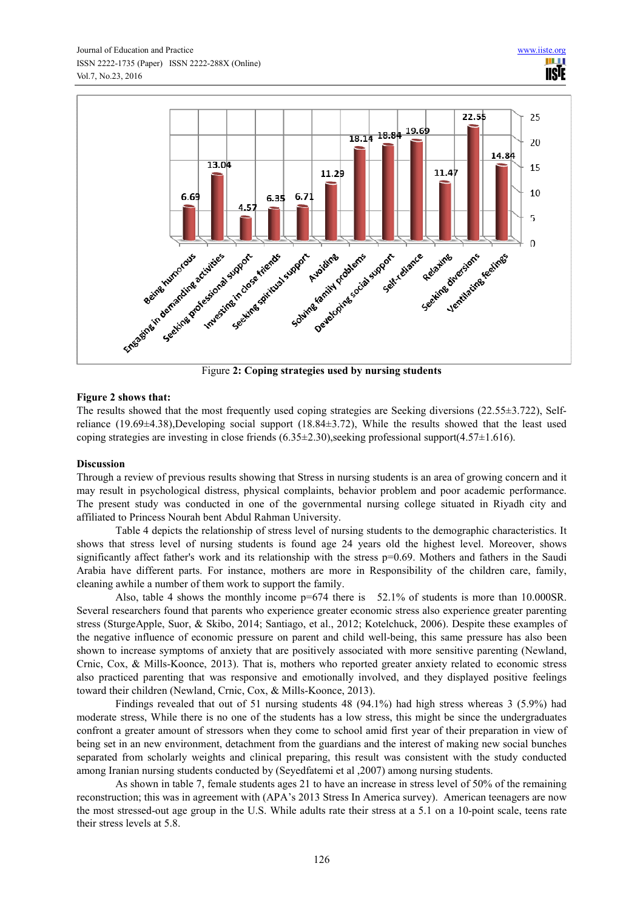Figure **2: Coping strategies used by nursing students**

**Figure 2 shows that:**

The results showed that the most frequently used coping strategies are Seeking diversions (22.55±3.722), Self-reliance (19.69±4.38),Developing social support (18.84±3.72), While the results showed that the least used coping strategies are investing in close friends (6.35±2.30),seeking professional support(4.57±1.616).

**Discussion**

Through a review of previous results showing that Stress in nursing students is an area of growing concern and it may result in psychological distress, physical complaints, behavior problem and poor academic performance. The present study was conducted in one of the governmental nursing college situated in Riyadh city and affiliated to Princess Nourah bent Abdul Rahman University.

Table 4 depicts the relationship of stress level of nursing students to the demographic characteristics. It shows that stress level of nursing students is found age 24 years old the highest level. Moreover, shows significantly affect father's work and its relationship with the stress p=0.69. Mothers and fathers in the Saudi Arabia have different parts. For instance, mothers are more in Responsibility of the children care, family, cleaning awhile a number of them work to support the family.

Also, table 4 shows the monthly income p=674 there is 52.1% of students is more than 10.000SR. Several researchers found that parents who experience greater economic stress also experience greater parenting stress (SturgeApple, Suor, & Skibo, 2014; Santiago, et al., 2012; Kotelchuck, 2006). Despite these examples of the negative influence of economic pressure on parent and child well-being, this same pressure has also been shown to increase symptoms of anxiety that are positively associated with more sensitive parenting (Newland, Crnic, Cox, & Mills-Koonce, 2013). That is, mothers who reported greater anxiety related to economic stress also practiced parenting that was responsive and emotionally involved, and they displayed positive feelings toward their children (Newland, Crnic, Cox, & Mills-Koonce, 2013).

Findings revealed that out of 51 nursing students 48 (94.1%) had high stress whereas 3 (5.9%) had moderate stress, While there is no one of the students has a low stress, this might be since the undergraduates confront a greater amount of stressors when they come to school amid first year of their preparation in view of being set in an new environment, detachment from the guardians and the interest of making new social bunches separated from scholarly weights and clinical preparing, this result was consistent with the study conducted among Iranian nursing students conducted by (Seyedfatemi et al ,2007) among nursing students.

As shown in table 7, female students ages 21 to have an increase in stress level of 50% of the remaining reconstruction; this was in agreement with (APA's 2013 Stress In America survey). American teenagers are now the most stressed-out age group in the U.S. While adults rate their stress at a 5.1 on a 10-point scale, teens rate their stress levels at 5.8.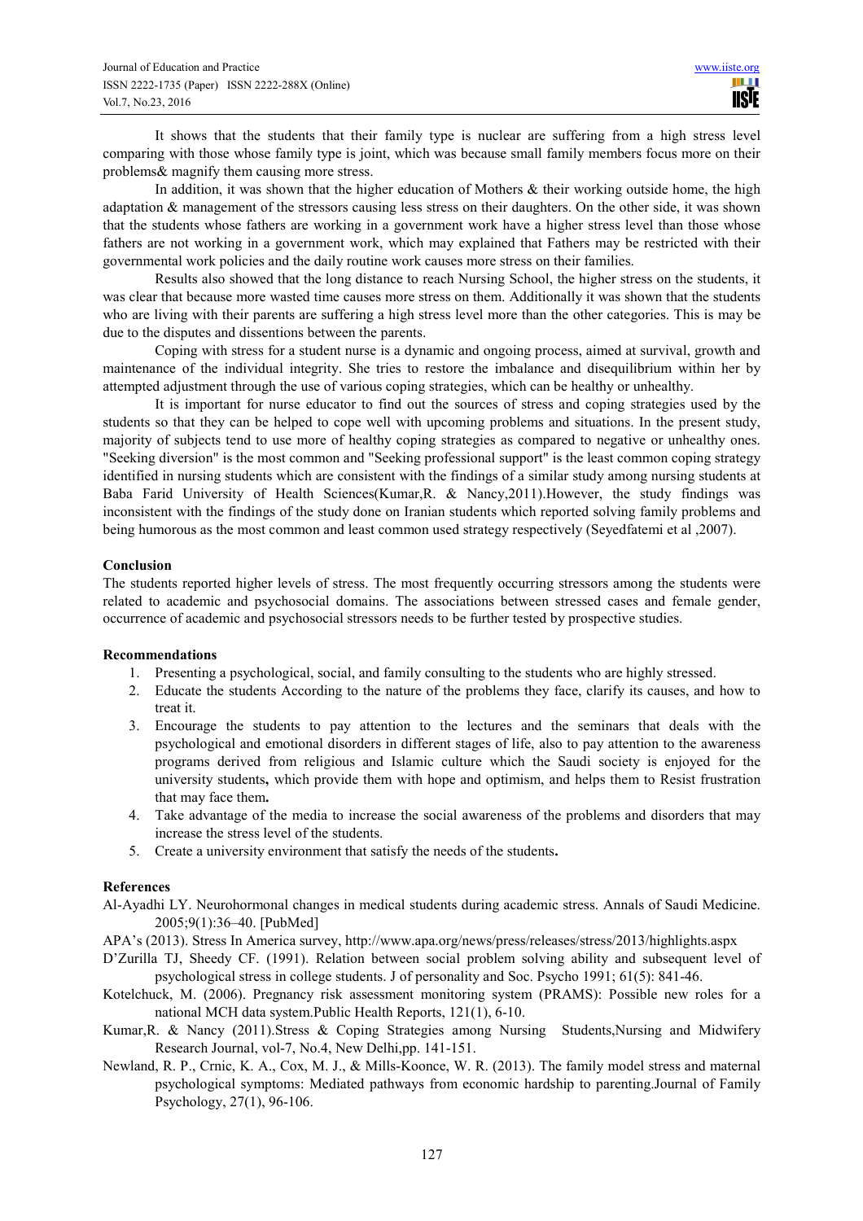It shows that the students that their family type is nuclear are suffering from a high stress level comparing with those whose family type is joint, which was because small family members focus more on their problems& magnify them causing more stress.

In addition, it was shown that the higher education of Mothers & their working outside home, the high adaptation & management of the stressors causing less stress on their daughters. On the other side, it was shown that the students whose fathers are working in a government work have a higher stress level than those whose fathers are not working in a government work, which may explained that Fathers may be restricted with their governmental work policies and the daily routine work causes more stress on their families.

Results also showed that the long distance to reach Nursing School, the higher stress on the students, it was clear that because more wasted time causes more stress on them. Additionally it was shown that the students who are living with their parents are suffering a high stress level more than the other categories. This is may be due to the disputes and dissentions between the parents.

Coping with stress for a student nurse is a dynamic and ongoing process, aimed at survival, growth and maintenance of the individual integrity. She tries to restore the imbalance and disequilibrium within her by attempted adjustment through the use of various coping strategies, which can be healthy or unhealthy.

It is important for nurse educator to find out the sources of stress and coping strategies used by the students so that they can be helped to cope well with upcoming problems and situations. In the present study, majority of subjects tend to use more of healthy coping strategies as compared to negative or unhealthy ones. "Seeking diversion" is the most common and "Seeking professional support" is the least common coping strategy identified in nursing students which are consistent with the findings of a similar study among nursing students at Baba Farid University of Health Sciences(Kumar,R. & Nancy,2011).However, the study findings was inconsistent with the findings of the study done on Iranian students which reported solving family problems and being humorous as the most common and least common used strategy respectively (Seyedfatemi et al ,2007).

**Conclusion**

The students reported higher levels of stress. The most frequently occurring stressors among the students were related to academic and psychosocial domains. The associations between stressed cases and female gender, occurrence of academic and psychosocial stressors needs to be further tested by prospective studies.

**Recommendations**

1. Presenting a psychological, social, and family consulting to the students who are highly stressed.
2. Educate the students According to the nature of the problems they face, clarify its causes, and how to treat it.
3. Encourage the students to pay attention to the lectures and the seminars that deals with the psychological and emotional disorders in different stages of life, also to pay attention to the awareness programs derived from religious and Islamic culture which the Saudi society is enjoyed for the university students**,** which provide them with hope and optimism, and helps them to Resist frustration that may face them**.**
4. Take advantage of the media to increase the social awareness of the problems and disorders that may increase the stress level of the students.
5. Create a university environment that satisfy the needs of the students**.**

**References**

Al-Ayadhi LY. Neurohormonal changes in medical students during academic stress. Annals of Saudi Medicine. 2005;9(1):36–40. [PubMed]

APA's (2013). Stress In America survey, http://www.apa.org/news/press/releases/stress/2013/highlights.aspx

D'Zurilla TJ, Sheedy CF. (1991). Relation between social problem solving ability and subsequent level of psychological stress in college students. J of personality and Soc. Psycho 1991; 61(5): 841-46.

Kotelchuck, M. (2006). Pregnancy risk assessment monitoring system (PRAMS): Possible new roles for a national MCH data system.Public Health Reports, 121(1), 6-10.

Kumar,R. & Nancy (2011).Stress & Coping Strategies among Nursing Students,Nursing and Midwifery Research Journal, vol-7, No.4, New Delhi,pp. 141-151.

Newland, R. P., Crnic, K. A., Cox, M. J., & Mills-Koonce, W. R. (2013). The family model stress and maternal psychological symptoms: Mediated pathways from economic hardship to parenting.Journal of Family Psychology, 27(1), 96-106.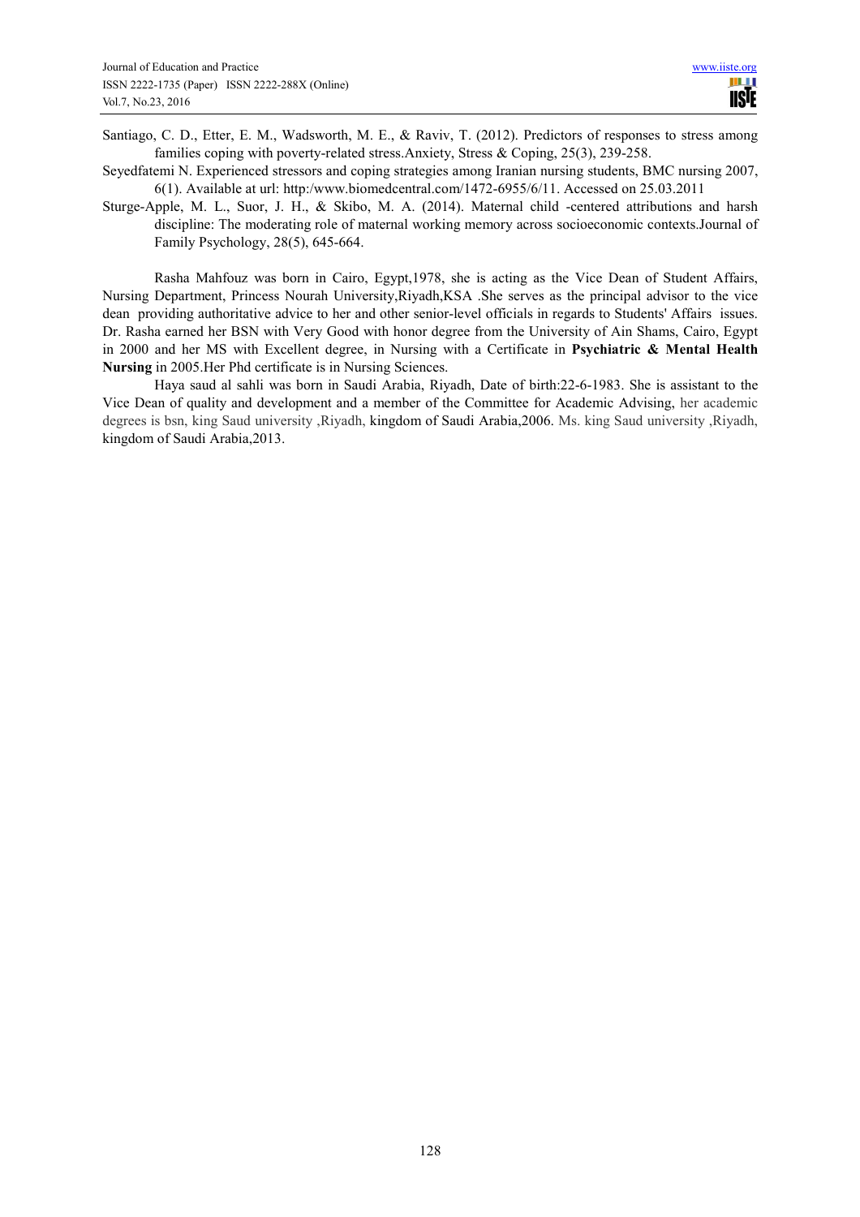Santiago, C. D., Etter, E. M., Wadsworth, M. E., & Raviv, T. (2012). Predictors of responses to stress among families coping with poverty-related stress.Anxiety, Stress & Coping, 25(3), 239-258.

Seyedfatemi N. Experienced stressors and coping strategies among Iranian nursing students, BMC nursing 2007, 6(1). Available at url: http:/www.biomedcentral.com/1472-6955/6/11. Accessed on 25.03.2011

Sturge-Apple, M. L., Suor, J. H., & Skibo, M. A. (2014). Maternal child -centered attributions and harsh discipline: The moderating role of maternal working memory across socioeconomic contexts.Journal of Family Psychology, 28(5), 645-664.

Rasha Mahfouz was born in Cairo, Egypt,1978, she is acting as the Vice Dean of Student Affairs, Nursing Department, Princess Nourah University,Riyadh,KSA .She serves as the principal advisor to the vice dean providing authoritative advice to her and other senior-level officials in regards to Students' Affairs issues. Dr. Rasha earned her BSN with Very Good with honor degree from the University of Ain Shams, Cairo, Egypt in 2000 and her MS with Excellent degree, in Nursing with a Certificate in **Psychiatric & Mental Health Nursing** in 2005.Her Phd certificate is in Nursing Sciences.

Haya saud al sahli was born in Saudi Arabia, Riyadh, Date of birth:22-6-1983. She is assistant to the Vice Dean of quality and development and a member of the Committee for Academic Advising, her academic degrees is bsn, king Saud university ,Riyadh, kingdom of Saudi Arabia,2006. Ms. king Saud university ,Riyadh, kingdom of Saudi Arabia,2013.